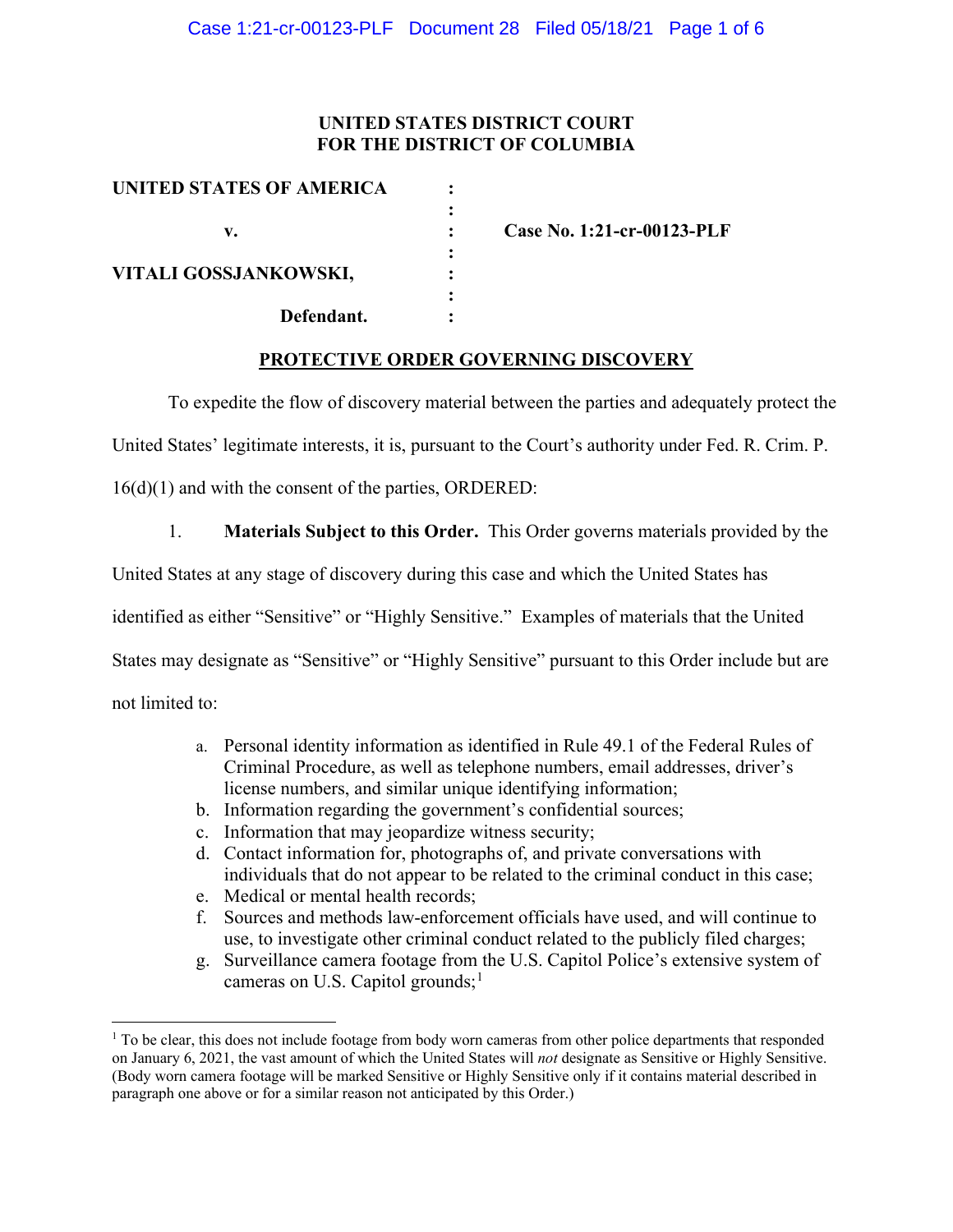**UNITED STATES DISTRICT COURT**
**FOR THE DISTRICT OF COLUMBIA**

| | | |
|---|---|---|
| **UNITED STATES OF AMERICA** | : | |
| | : | |
| **v.** | : | **Case No. 1:21-cr-00123-PLF** |
| | : | |
| **VITALI GOSSJANKOWSKI,** | : | |
| | : | |
| **Defendant.** | : | |

**PROTECTIVE ORDER GOVERNING DISCOVERY**

To expedite the flow of discovery material between the parties and adequately protect the United States' legitimate interests, it is, pursuant to the Court's authority under Fed. R. Crim. P. 16(d)(1) and with the consent of the parties, ORDERED:

1. **Materials Subject to this Order.** This Order governs materials provided by the United States at any stage of discovery during this case and which the United States has identified as either "Sensitive" or "Highly Sensitive." Examples of materials that the United States may designate as "Sensitive" or "Highly Sensitive" pursuant to this Order include but are not limited to:

    a. Personal identity information as identified in Rule 49.1 of the Federal Rules of Criminal Procedure, as well as telephone numbers, email addresses, driver's license numbers, and similar unique identifying information;
    b. Information regarding the government's confidential sources;
    c. Information that may jeopardize witness security;
    d. Contact information for, photographs of, and private conversations with individuals that do not appear to be related to the criminal conduct in this case;
    e. Medical or mental health records;
    f. Sources and methods law-enforcement officials have used, and will continue to use, to investigate other criminal conduct related to the publicly filed charges;
    g. Surveillance camera footage from the U.S. Capitol Police's extensive system of cameras on U.S. Capitol grounds;[1]

[1] To be clear, this does not include footage from body worn cameras from other police departments that responded on January 6, 2021, the vast amount of which the United States will *not* designate as Sensitive or Highly Sensitive. (Body worn camera footage will be marked Sensitive or Highly Sensitive only if it contains material described in paragraph one above or for a similar reason not anticipated by this Order.)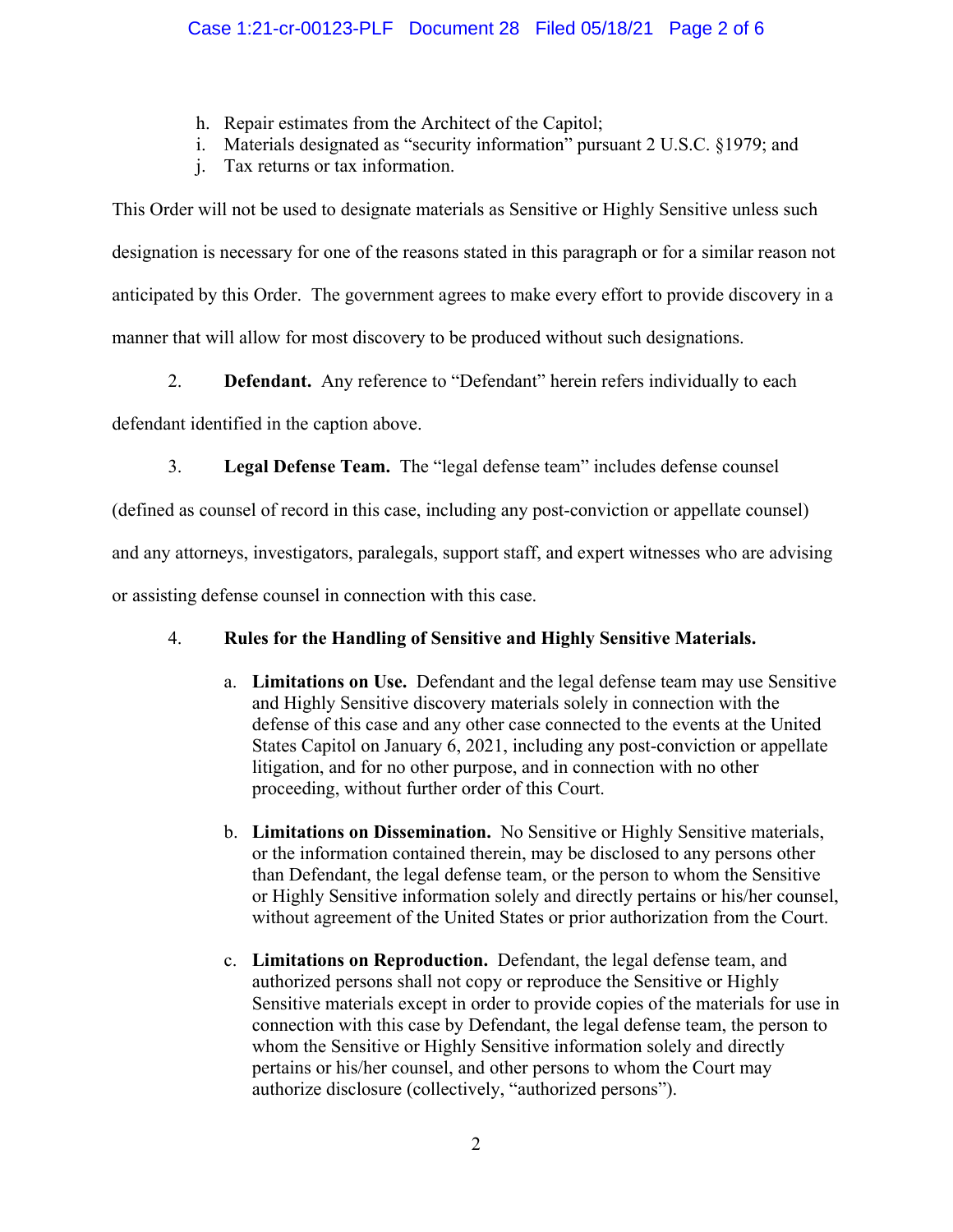h. Repair estimates from the Architect of the Capitol;
i. Materials designated as "security information" pursuant 2 U.S.C. §1979; and
j. Tax returns or tax information.

This Order will not be used to designate materials as Sensitive or Highly Sensitive unless such designation is necessary for one of the reasons stated in this paragraph or for a similar reason not anticipated by this Order. The government agrees to make every effort to provide discovery in a manner that will allow for most discovery to be produced without such designations.

2. **Defendant.** Any reference to "Defendant" herein refers individually to each defendant identified in the caption above.

3. **Legal Defense Team.** The "legal defense team" includes defense counsel (defined as counsel of record in this case, including any post-conviction or appellate counsel) and any attorneys, investigators, paralegals, support staff, and expert witnesses who are advising or assisting defense counsel in connection with this case.

4. **Rules for the Handling of Sensitive and Highly Sensitive Materials.**

   a. **Limitations on Use.** Defendant and the legal defense team may use Sensitive and Highly Sensitive discovery materials solely in connection with the defense of this case and any other case connected to the events at the United States Capitol on January 6, 2021, including any post-conviction or appellate litigation, and for no other purpose, and in connection with no other proceeding, without further order of this Court.

   b. **Limitations on Dissemination.** No Sensitive or Highly Sensitive materials, or the information contained therein, may be disclosed to any persons other than Defendant, the legal defense team, or the person to whom the Sensitive or Highly Sensitive information solely and directly pertains or his/her counsel, without agreement of the United States or prior authorization from the Court.

   c. **Limitations on Reproduction.** Defendant, the legal defense team, and authorized persons shall not copy or reproduce the Sensitive or Highly Sensitive materials except in order to provide copies of the materials for use in connection with this case by Defendant, the legal defense team, the person to whom the Sensitive or Highly Sensitive information solely and directly pertains or his/her counsel, and other persons to whom the Court may authorize disclosure (collectively, "authorized persons").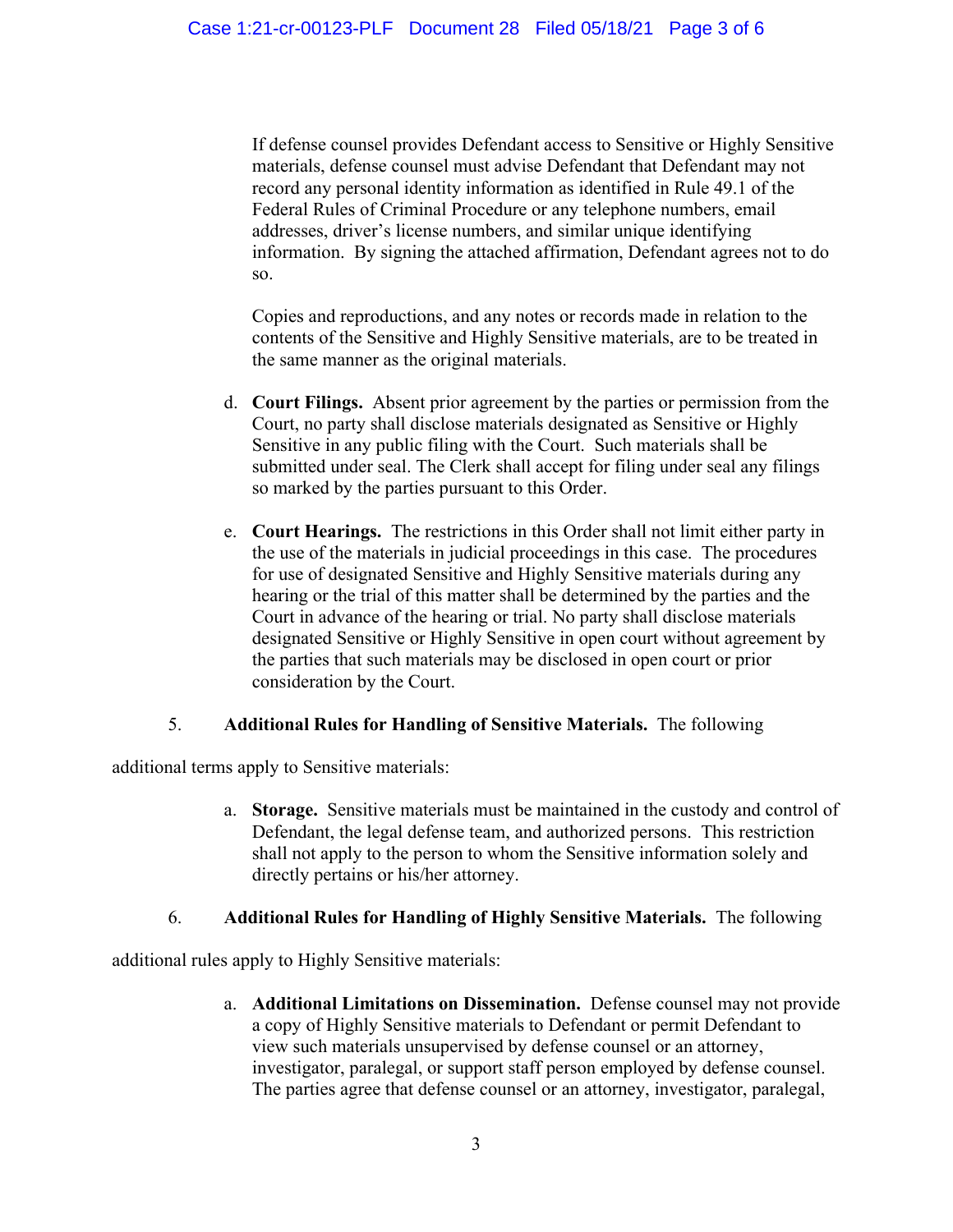If defense counsel provides Defendant access to Sensitive or Highly Sensitive materials, defense counsel must advise Defendant that Defendant may not record any personal identity information as identified in Rule 49.1 of the Federal Rules of Criminal Procedure or any telephone numbers, email addresses, driver's license numbers, and similar unique identifying information. By signing the attached affirmation, Defendant agrees not to do so.

Copies and reproductions, and any notes or records made in relation to the contents of the Sensitive and Highly Sensitive materials, are to be treated in the same manner as the original materials.

d. **Court Filings.** Absent prior agreement by the parties or permission from the Court, no party shall disclose materials designated as Sensitive or Highly Sensitive in any public filing with the Court. Such materials shall be submitted under seal. The Clerk shall accept for filing under seal any filings so marked by the parties pursuant to this Order.

e. **Court Hearings.** The restrictions in this Order shall not limit either party in the use of the materials in judicial proceedings in this case. The procedures for use of designated Sensitive and Highly Sensitive materials during any hearing or the trial of this matter shall be determined by the parties and the Court in advance of the hearing or trial. No party shall disclose materials designated Sensitive or Highly Sensitive in open court without agreement by the parties that such materials may be disclosed in open court or prior consideration by the Court.

5. **Additional Rules for Handling of Sensitive Materials.** The following additional terms apply to Sensitive materials:

a. **Storage.** Sensitive materials must be maintained in the custody and control of Defendant, the legal defense team, and authorized persons. This restriction shall not apply to the person to whom the Sensitive information solely and directly pertains or his/her attorney.

6. **Additional Rules for Handling of Highly Sensitive Materials.** The following additional rules apply to Highly Sensitive materials:

a. **Additional Limitations on Dissemination.** Defense counsel may not provide a copy of Highly Sensitive materials to Defendant or permit Defendant to view such materials unsupervised by defense counsel or an attorney, investigator, paralegal, or support staff person employed by defense counsel. The parties agree that defense counsel or an attorney, investigator, paralegal,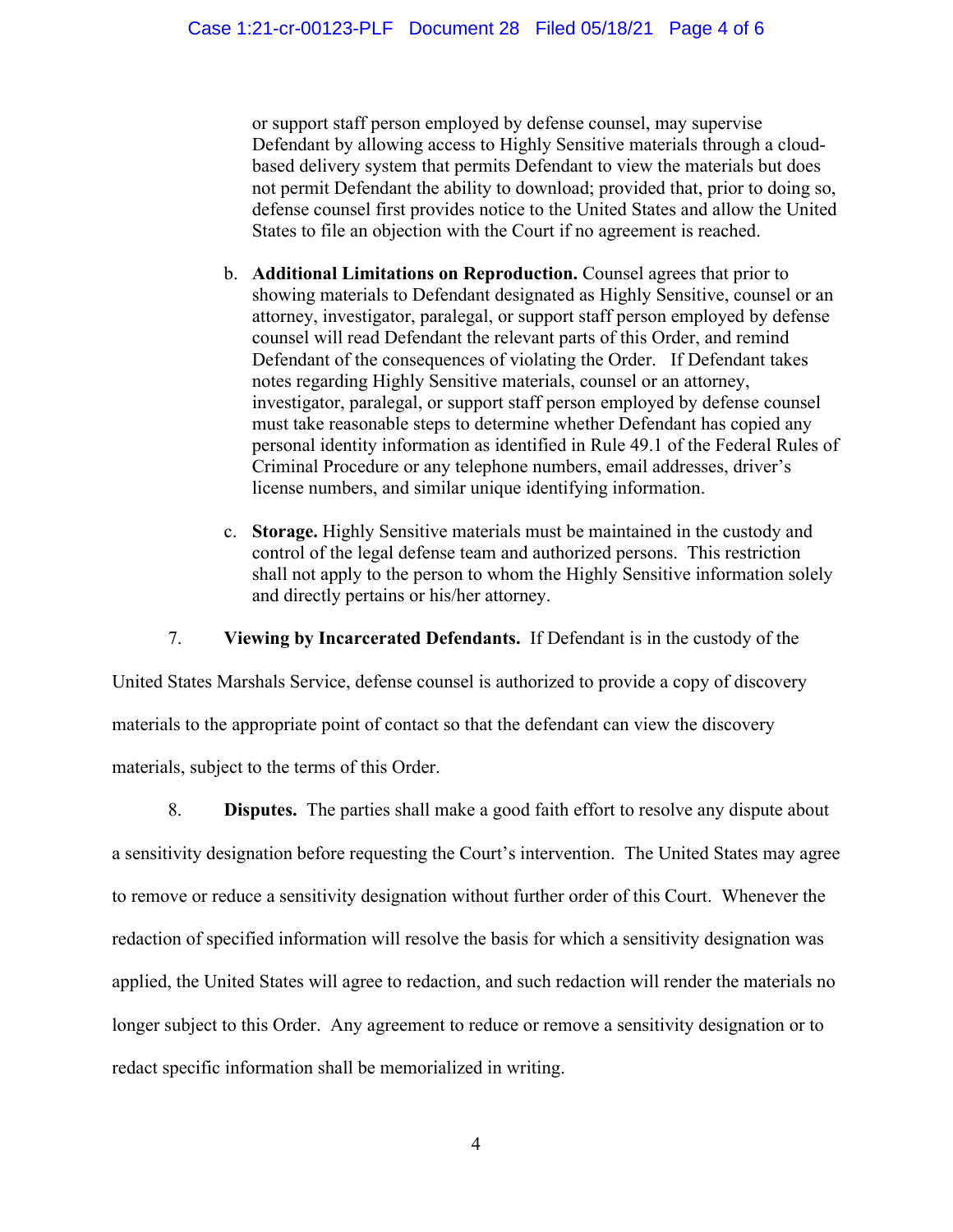or support staff person employed by defense counsel, may supervise Defendant by allowing access to Highly Sensitive materials through a cloud-based delivery system that permits Defendant to view the materials but does not permit Defendant the ability to download; provided that, prior to doing so, defense counsel first provides notice to the United States and allow the United States to file an objection with the Court if no agreement is reached.

b. **Additional Limitations on Reproduction.** Counsel agrees that prior to showing materials to Defendant designated as Highly Sensitive, counsel or an attorney, investigator, paralegal, or support staff person employed by defense counsel will read Defendant the relevant parts of this Order, and remind Defendant of the consequences of violating the Order. If Defendant takes notes regarding Highly Sensitive materials, counsel or an attorney, investigator, paralegal, or support staff person employed by defense counsel must take reasonable steps to determine whether Defendant has copied any personal identity information as identified in Rule 49.1 of the Federal Rules of Criminal Procedure or any telephone numbers, email addresses, driver's license numbers, and similar unique identifying information.

c. **Storage.** Highly Sensitive materials must be maintained in the custody and control of the legal defense team and authorized persons. This restriction shall not apply to the person to whom the Highly Sensitive information solely and directly pertains or his/her attorney.

7. **Viewing by Incarcerated Defendants.** If Defendant is in the custody of the United States Marshals Service, defense counsel is authorized to provide a copy of discovery materials to the appropriate point of contact so that the defendant can view the discovery materials, subject to the terms of this Order.

8. **Disputes.** The parties shall make a good faith effort to resolve any dispute about a sensitivity designation before requesting the Court's intervention. The United States may agree to remove or reduce a sensitivity designation without further order of this Court. Whenever the redaction of specified information will resolve the basis for which a sensitivity designation was applied, the United States will agree to redaction, and such redaction will render the materials no longer subject to this Order. Any agreement to reduce or remove a sensitivity designation or to redact specific information shall be memorialized in writing.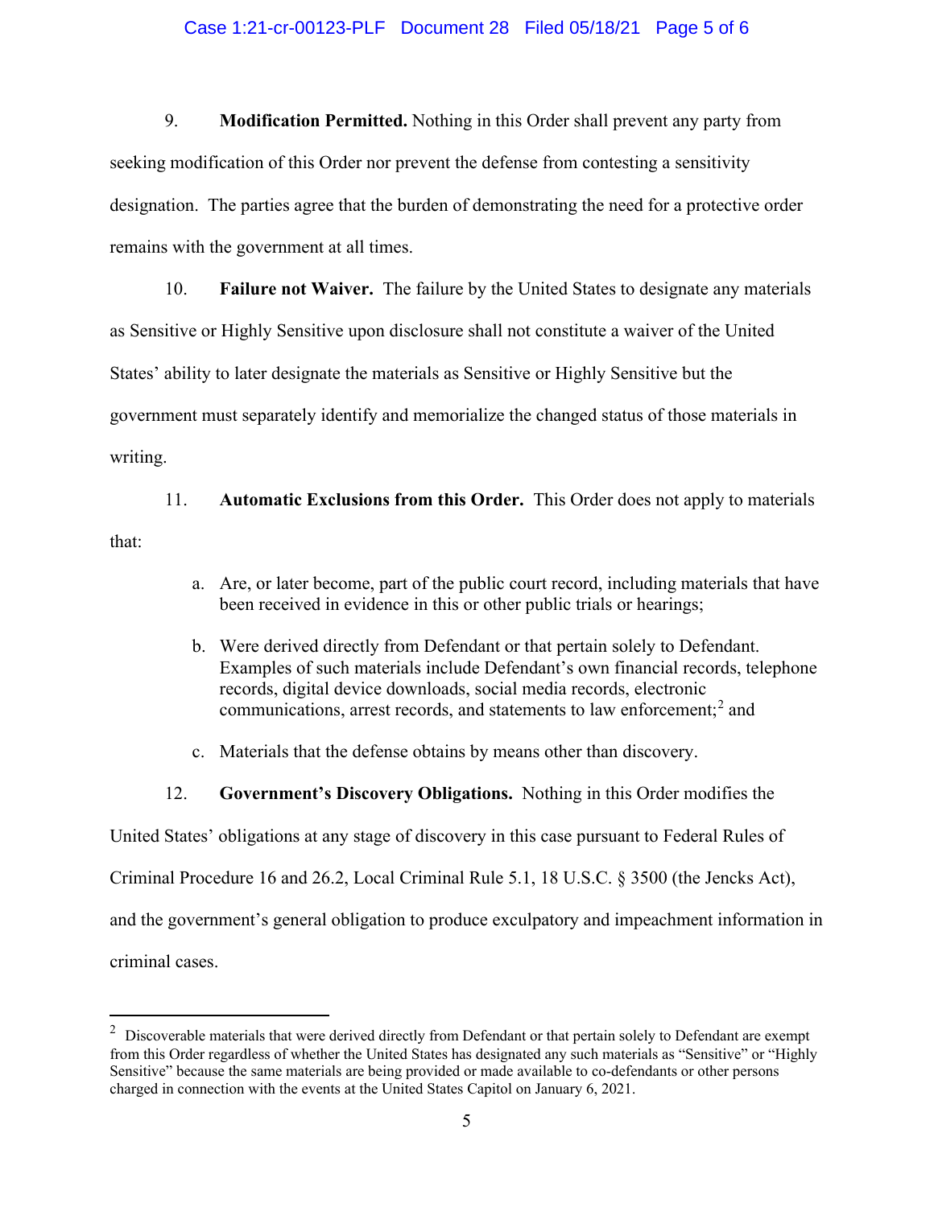9. **Modification Permitted.** Nothing in this Order shall prevent any party from seeking modification of this Order nor prevent the defense from contesting a sensitivity designation. The parties agree that the burden of demonstrating the need for a protective order remains with the government at all times.

10. **Failure not Waiver.** The failure by the United States to designate any materials as Sensitive or Highly Sensitive upon disclosure shall not constitute a waiver of the United States' ability to later designate the materials as Sensitive or Highly Sensitive but the government must separately identify and memorialize the changed status of those materials in writing.

11. **Automatic Exclusions from this Order.** This Order does not apply to materials that:

a. Are, or later become, part of the public court record, including materials that have been received in evidence in this or other public trials or hearings;

b. Were derived directly from Defendant or that pertain solely to Defendant. Examples of such materials include Defendant's own financial records, telephone records, digital device downloads, social media records, electronic communications, arrest records, and statements to law enforcement;[2] and

c. Materials that the defense obtains by means other than discovery.

12. **Government's Discovery Obligations.** Nothing in this Order modifies the United States' obligations at any stage of discovery in this case pursuant to Federal Rules of Criminal Procedure 16 and 26.2, Local Criminal Rule 5.1, 18 U.S.C. § 3500 (the Jencks Act), and the government's general obligation to produce exculpatory and impeachment information in criminal cases.

---

[2] Discoverable materials that were derived directly from Defendant or that pertain solely to Defendant are exempt from this Order regardless of whether the United States has designated any such materials as "Sensitive" or "Highly Sensitive" because the same materials are being provided or made available to co-defendants or other persons charged in connection with the events at the United States Capitol on January 6, 2021.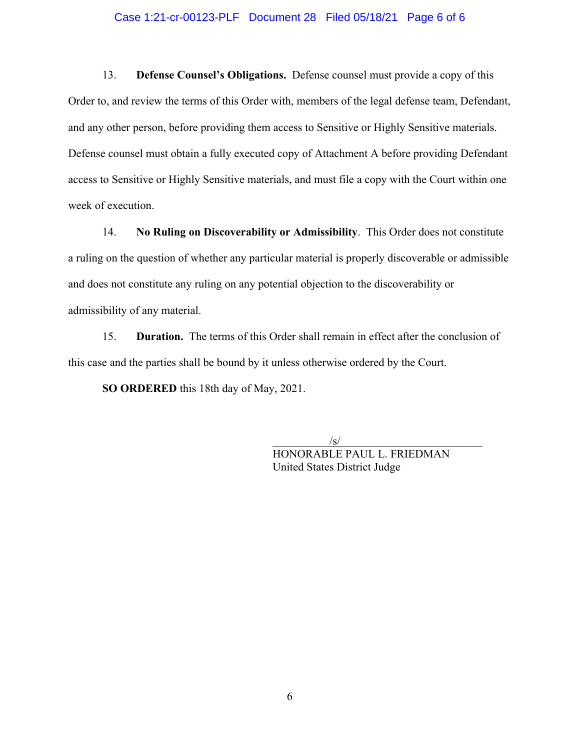13. **Defense Counsel's Obligations.** Defense counsel must provide a copy of this Order to, and review the terms of this Order with, members of the legal defense team, Defendant, and any other person, before providing them access to Sensitive or Highly Sensitive materials. Defense counsel must obtain a fully executed copy of Attachment A before providing Defendant access to Sensitive or Highly Sensitive materials, and must file a copy with the Court within one week of execution.

14. **No Ruling on Discoverability or Admissibility**. This Order does not constitute a ruling on the question of whether any particular material is properly discoverable or admissible and does not constitute any ruling on any potential objection to the discoverability or admissibility of any material.

15. **Duration.** The terms of this Order shall remain in effect after the conclusion of this case and the parties shall be bound by it unless otherwise ordered by the Court.

**SO ORDERED** this 18th day of May, 2021.

/s/
HONORABLE PAUL L. FRIEDMAN
United States District Judge